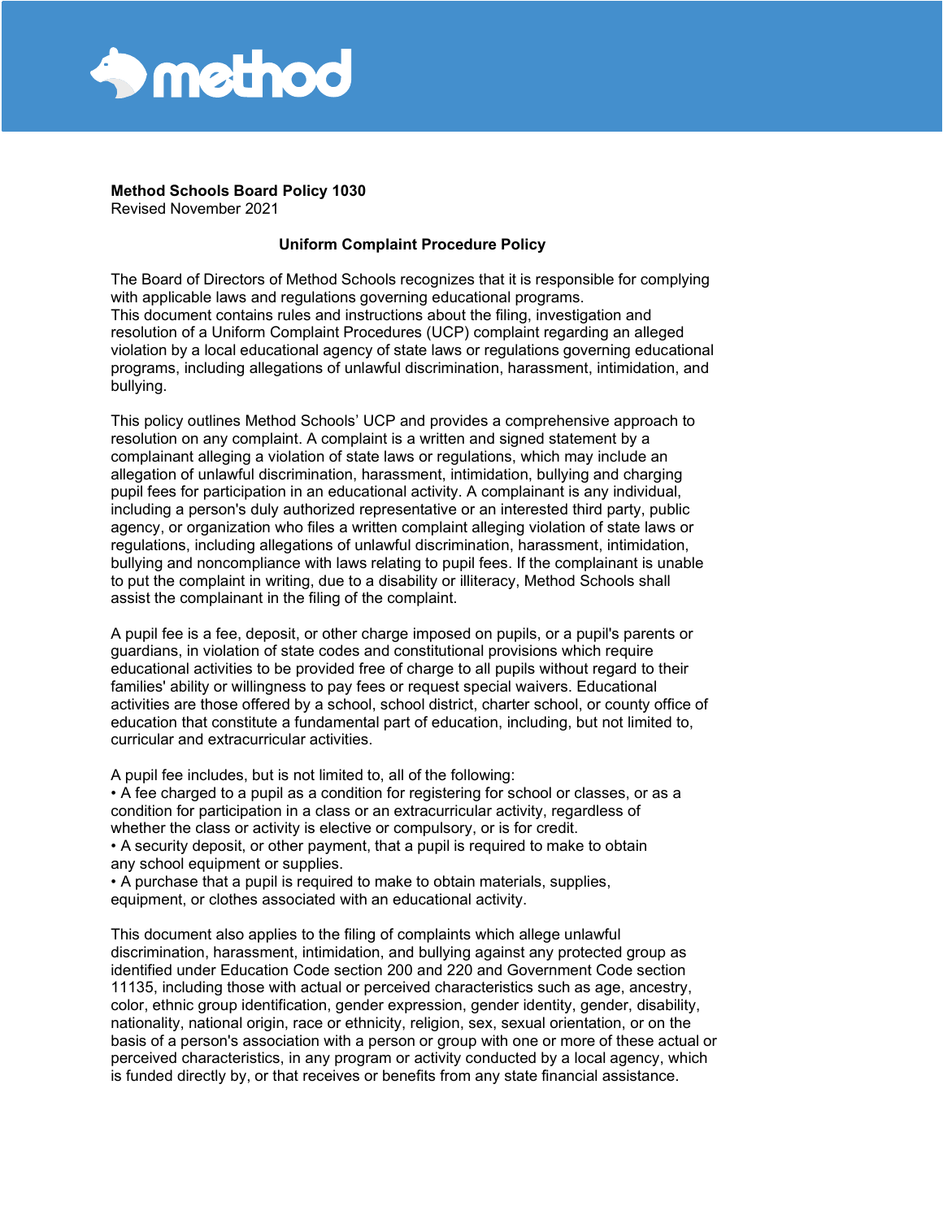**Method Schools Board Policy 1030**
Revised November 2021

## Uniform Complaint Procedure Policy

The Board of Directors of Method Schools recognizes that it is responsible for complying with applicable laws and regulations governing educational programs.
This document contains rules and instructions about the filing, investigation and resolution of a Uniform Complaint Procedures (UCP) complaint regarding an alleged violation by a local educational agency of state laws or regulations governing educational programs, including allegations of unlawful discrimination, harassment, intimidation, and bullying.

This policy outlines Method Schools' UCP and provides a comprehensive approach to resolution on any complaint. A complaint is a written and signed statement by a complainant alleging a violation of state laws or regulations, which may include an allegation of unlawful discrimination, harassment, intimidation, bullying and charging pupil fees for participation in an educational activity. A complainant is any individual, including a person's duly authorized representative or an interested third party, public agency, or organization who files a written complaint alleging violation of state laws or regulations, including allegations of unlawful discrimination, harassment, intimidation, bullying and noncompliance with laws relating to pupil fees. If the complainant is unable to put the complaint in writing, due to a disability or illiteracy, Method Schools shall assist the complainant in the filing of the complaint.

A pupil fee is a fee, deposit, or other charge imposed on pupils, or a pupil's parents or guardians, in violation of state codes and constitutional provisions which require educational activities to be provided free of charge to all pupils without regard to their families' ability or willingness to pay fees or request special waivers. Educational activities are those offered by a school, school district, charter school, or county office of education that constitute a fundamental part of education, including, but not limited to, curricular and extracurricular activities.

A pupil fee includes, but is not limited to, all of the following:

- A fee charged to a pupil as a condition for registering for school or classes, or as a condition for participation in a class or an extracurricular activity, regardless of whether the class or activity is elective or compulsory, or is for credit.
- A security deposit, or other payment, that a pupil is required to make to obtain any school equipment or supplies.
- A purchase that a pupil is required to make to obtain materials, supplies, equipment, or clothes associated with an educational activity.

This document also applies to the filing of complaints which allege unlawful discrimination, harassment, intimidation, and bullying against any protected group as identified under Education Code section 200 and 220 and Government Code section 11135, including those with actual or perceived characteristics such as age, ancestry, color, ethnic group identification, gender expression, gender identity, gender, disability, nationality, national origin, race or ethnicity, religion, sex, sexual orientation, or on the basis of a person's association with a person or group with one or more of these actual or perceived characteristics, in any program or activity conducted by a local agency, which is funded directly by, or that receives or benefits from any state financial assistance.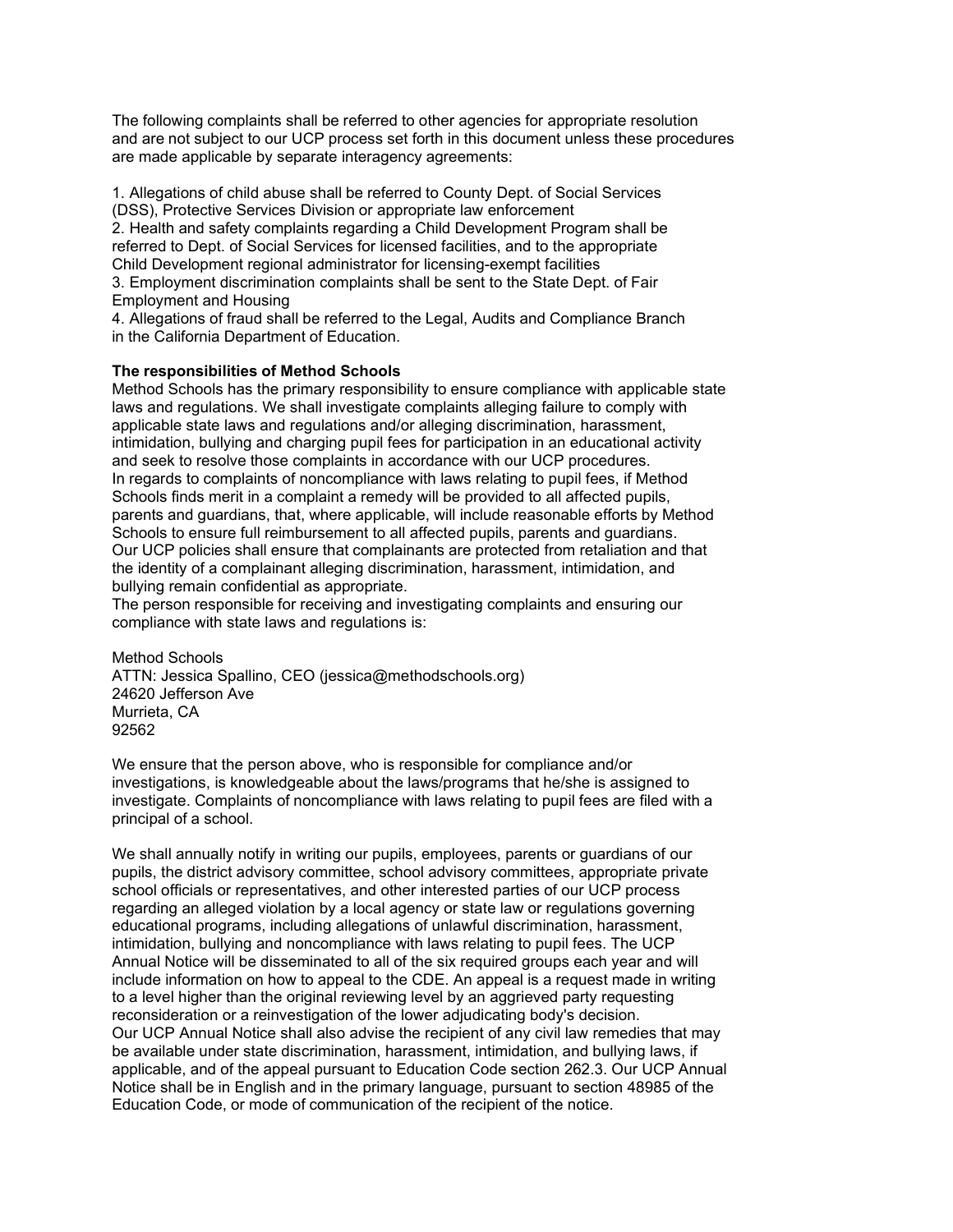The following complaints shall be referred to other agencies for appropriate resolution and are not subject to our UCP process set forth in this document unless these procedures are made applicable by separate interagency agreements:

1. Allegations of child abuse shall be referred to County Dept. of Social Services (DSS), Protective Services Division or appropriate law enforcement
2. Health and safety complaints regarding a Child Development Program shall be referred to Dept. of Social Services for licensed facilities, and to the appropriate Child Development regional administrator for licensing-exempt facilities
3. Employment discrimination complaints shall be sent to the State Dept. of Fair Employment and Housing
4. Allegations of fraud shall be referred to the Legal, Audits and Compliance Branch in the California Department of Education.

**The responsibilities of Method Schools**

Method Schools has the primary responsibility to ensure compliance with applicable state laws and regulations. We shall investigate complaints alleging failure to comply with applicable state laws and regulations and/or alleging discrimination, harassment, intimidation, bullying and charging pupil fees for participation in an educational activity and seek to resolve those complaints in accordance with our UCP procedures.

In regards to complaints of noncompliance with laws relating to pupil fees, if Method Schools finds merit in a complaint a remedy will be provided to all affected pupils, parents and guardians, that, where applicable, will include reasonable efforts by Method Schools to ensure full reimbursement to all affected pupils, parents and guardians.

Our UCP policies shall ensure that complainants are protected from retaliation and that the identity of a complainant alleging discrimination, harassment, intimidation, and bullying remain confidential as appropriate.

The person responsible for receiving and investigating complaints and ensuring our compliance with state laws and regulations is:

Method Schools
ATTN: Jessica Spallino, CEO (jessica@methodschools.org)
24620 Jefferson Ave
Murrieta, CA
92562

We ensure that the person above, who is responsible for compliance and/or investigations, is knowledgeable about the laws/programs that he/she is assigned to investigate. Complaints of noncompliance with laws relating to pupil fees are filed with a principal of a school.

We shall annually notify in writing our pupils, employees, parents or guardians of our pupils, the district advisory committee, school advisory committees, appropriate private school officials or representatives, and other interested parties of our UCP process regarding an alleged violation by a local agency or state law or regulations governing educational programs, including allegations of unlawful discrimination, harassment, intimidation, bullying and noncompliance with laws relating to pupil fees. The UCP Annual Notice will be disseminated to all of the six required groups each year and will include information on how to appeal to the CDE. An appeal is a request made in writing to a level higher than the original reviewing level by an aggrieved party requesting reconsideration or a reinvestigation of the lower adjudicating body's decision.

Our UCP Annual Notice shall also advise the recipient of any civil law remedies that may be available under state discrimination, harassment, intimidation, and bullying laws, if applicable, and of the appeal pursuant to Education Code section 262.3. Our UCP Annual Notice shall be in English and in the primary language, pursuant to section 48985 of the Education Code, or mode of communication of the recipient of the notice.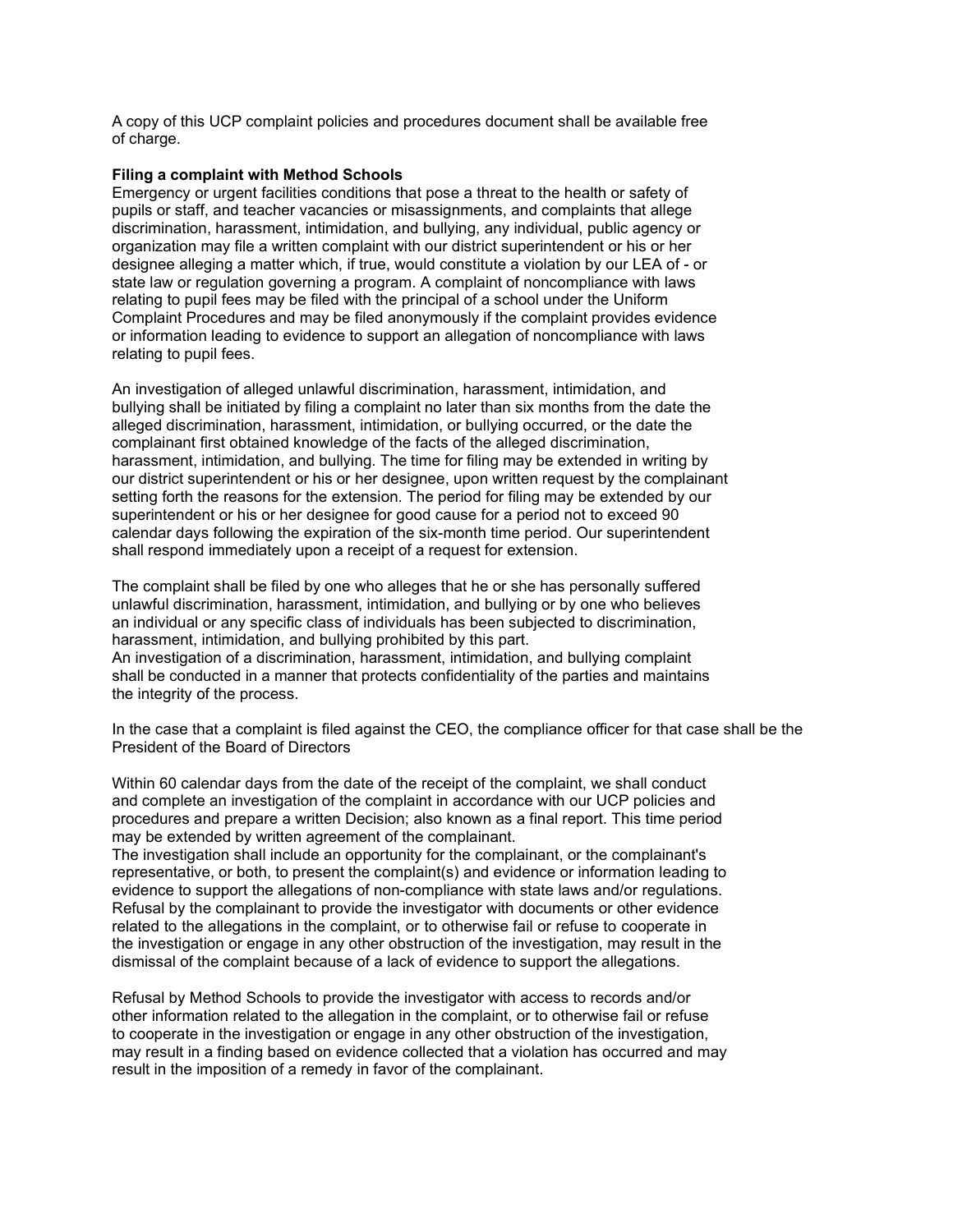A copy of this UCP complaint policies and procedures document shall be available free of charge.

**Filing a complaint with Method Schools**

Emergency or urgent facilities conditions that pose a threat to the health or safety of pupils or staff, and teacher vacancies or misassignments, and complaints that allege discrimination, harassment, intimidation, and bullying, any individual, public agency or organization may file a written complaint with our district superintendent or his or her designee alleging a matter which, if true, would constitute a violation by our LEA of - or state law or regulation governing a program. A complaint of noncompliance with laws relating to pupil fees may be filed with the principal of a school under the Uniform Complaint Procedures and may be filed anonymously if the complaint provides evidence or information leading to evidence to support an allegation of noncompliance with laws relating to pupil fees.

An investigation of alleged unlawful discrimination, harassment, intimidation, and bullying shall be initiated by filing a complaint no later than six months from the date the alleged discrimination, harassment, intimidation, or bullying occurred, or the date the complainant first obtained knowledge of the facts of the alleged discrimination, harassment, intimidation, and bullying. The time for filing may be extended in writing by our district superintendent or his or her designee, upon written request by the complainant setting forth the reasons for the extension. The period for filing may be extended by our superintendent or his or her designee for good cause for a period not to exceed 90 calendar days following the expiration of the six-month time period. Our superintendent shall respond immediately upon a receipt of a request for extension.

The complaint shall be filed by one who alleges that he or she has personally suffered unlawful discrimination, harassment, intimidation, and bullying or by one who believes an individual or any specific class of individuals has been subjected to discrimination, harassment, intimidation, and bullying prohibited by this part.
An investigation of a discrimination, harassment, intimidation, and bullying complaint shall be conducted in a manner that protects confidentiality of the parties and maintains the integrity of the process.

In the case that a complaint is filed against the CEO, the compliance officer for that case shall be the President of the Board of Directors

Within 60 calendar days from the date of the receipt of the complaint, we shall conduct and complete an investigation of the complaint in accordance with our UCP policies and procedures and prepare a written Decision; also known as a final report. This time period may be extended by written agreement of the complainant.
The investigation shall include an opportunity for the complainant, or the complainant's representative, or both, to present the complaint(s) and evidence or information leading to evidence to support the allegations of non-compliance with state laws and/or regulations. Refusal by the complainant to provide the investigator with documents or other evidence related to the allegations in the complaint, or to otherwise fail or refuse to cooperate in the investigation or engage in any other obstruction of the investigation, may result in the dismissal of the complaint because of a lack of evidence to support the allegations.

Refusal by Method Schools to provide the investigator with access to records and/or other information related to the allegation in the complaint, or to otherwise fail or refuse to cooperate in the investigation or engage in any other obstruction of the investigation, may result in a finding based on evidence collected that a violation has occurred and may result in the imposition of a remedy in favor of the complainant.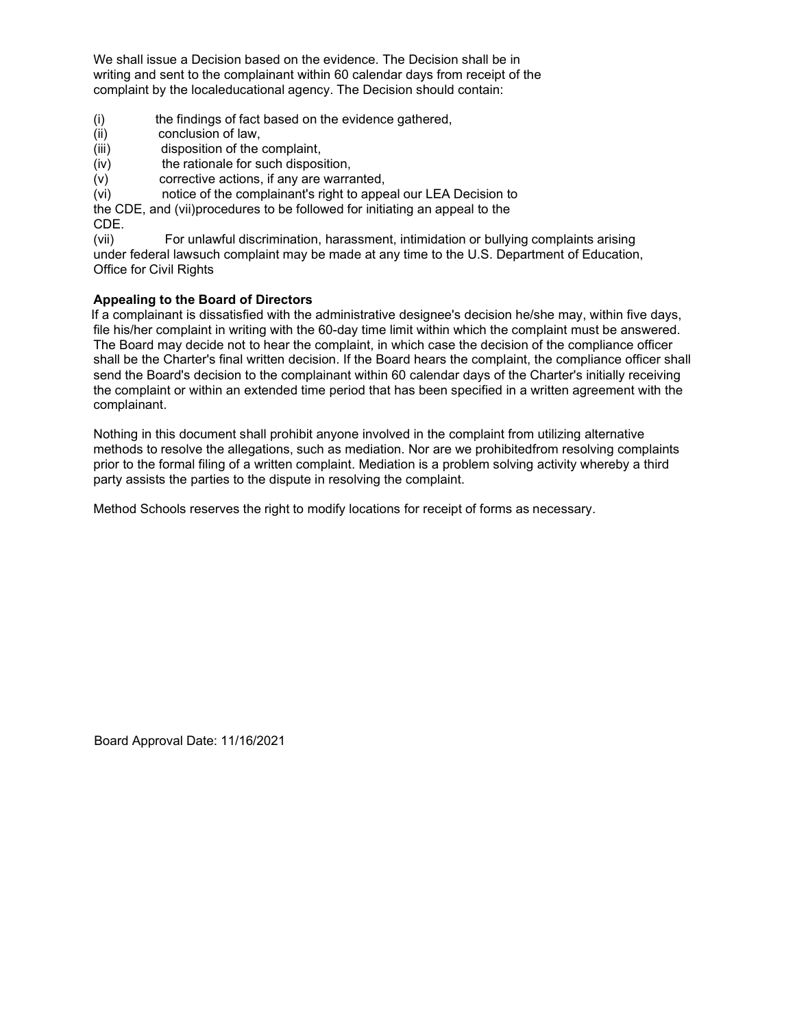We shall issue a Decision based on the evidence. The Decision shall be in writing and sent to the complainant within 60 calendar days from receipt of the complaint by the localeducational agency. The Decision should contain:

(i) the findings of fact based on the evidence gathered,
(ii) conclusion of law,
(iii) disposition of the complaint,
(iv) the rationale for such disposition,
(v) corrective actions, if any are warranted,
(vi) notice of the complainant's right to appeal our LEA Decision to the CDE, and (vii)procedures to be followed for initiating an appeal to the CDE.
(vii) For unlawful discrimination, harassment, intimidation or bullying complaints arising under federal lawsuch complaint may be made at any time to the U.S. Department of Education, Office for Civil Rights

**Appealing to the Board of Directors**

If a complainant is dissatisfied with the administrative designee's decision he/she may, within five days, file his/her complaint in writing with the 60-day time limit within which the complaint must be answered. The Board may decide not to hear the complaint, in which case the decision of the compliance officer shall be the Charter's final written decision. If the Board hears the complaint, the compliance officer shall send the Board's decision to the complainant within 60 calendar days of the Charter's initially receiving the complaint or within an extended time period that has been specified in a written agreement with the complainant.

Nothing in this document shall prohibit anyone involved in the complaint from utilizing alternative methods to resolve the allegations, such as mediation. Nor are we prohibitedfrom resolving complaints prior to the formal filing of a written complaint. Mediation is a problem solving activity whereby a third party assists the parties to the dispute in resolving the complaint.

Method Schools reserves the right to modify locations for receipt of forms as necessary.

Board Approval Date: 11/16/2021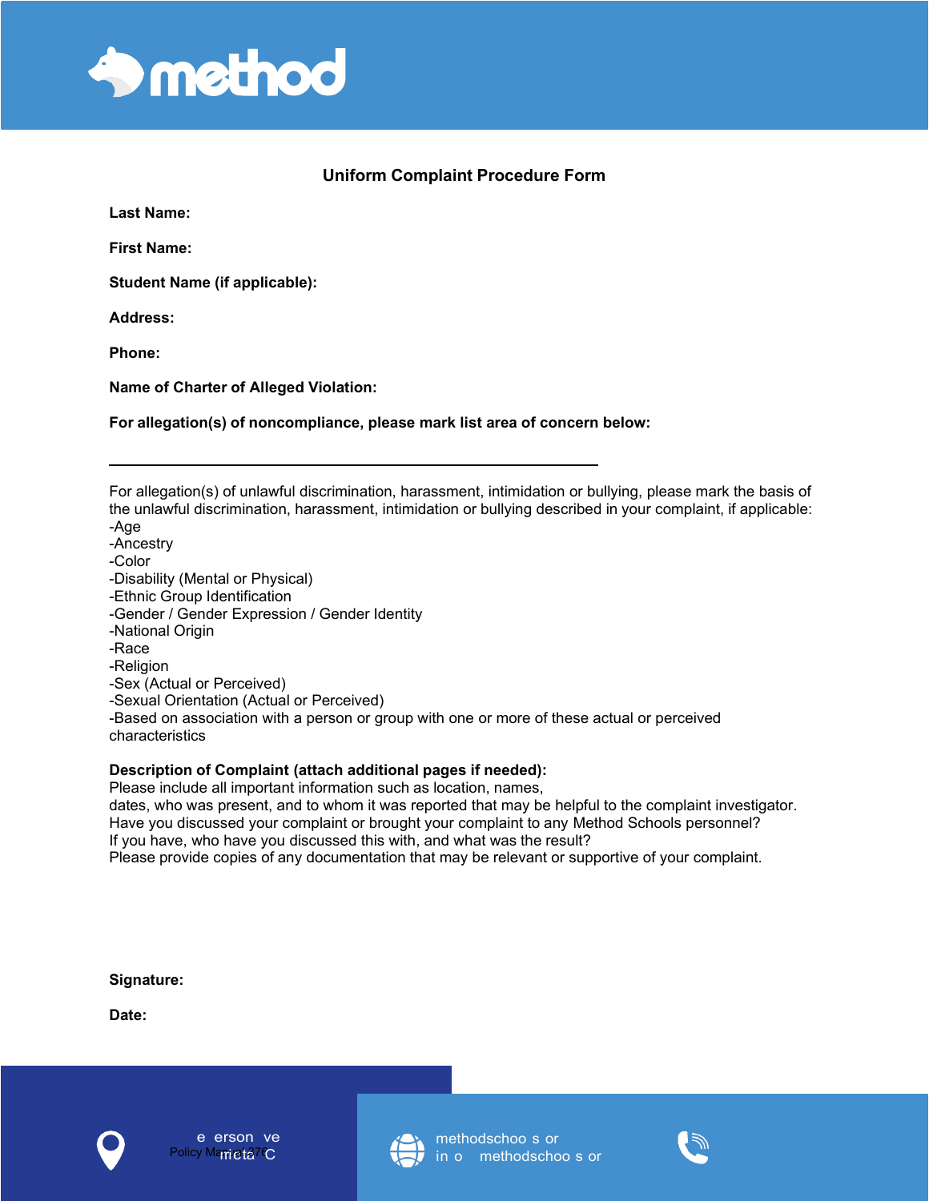## Uniform Complaint Procedure Form

**Last Name:**

**First Name:**

**Student Name (if applicable):**

**Address:**

**Phone:**

**Name of Charter of Alleged Violation:**

**For allegation(s) of noncompliance, please mark list area of concern below:**

---

For allegation(s) of unlawful discrimination, harassment, intimidation or bullying, please mark the basis of the unlawful discrimination, harassment, intimidation or bullying described in your complaint, if applicable:
-Age
-Ancestry
-Color
-Disability (Mental or Physical)
-Ethnic Group Identification
-Gender / Gender Expression / Gender Identity
-National Origin
-Race
-Religion
-Sex (Actual or Perceived)
-Sexual Orientation (Actual or Perceived)
-Based on association with a person or group with one or more of these actual or perceived characteristics

**Description of Complaint (attach additional pages if needed):**
Please include all important information such as location, names,
dates, who was present, and to whom it was reported that may be helpful to the complaint investigator.
Have you discussed your complaint or brought your complaint to any Method Schools personnel?
If you have, who have you discussed this with, and what was the result?
Please provide copies of any documentation that may be relevant or supportive of your complaint.

**Signature:**

**Date:**

Policy Manual 2.7